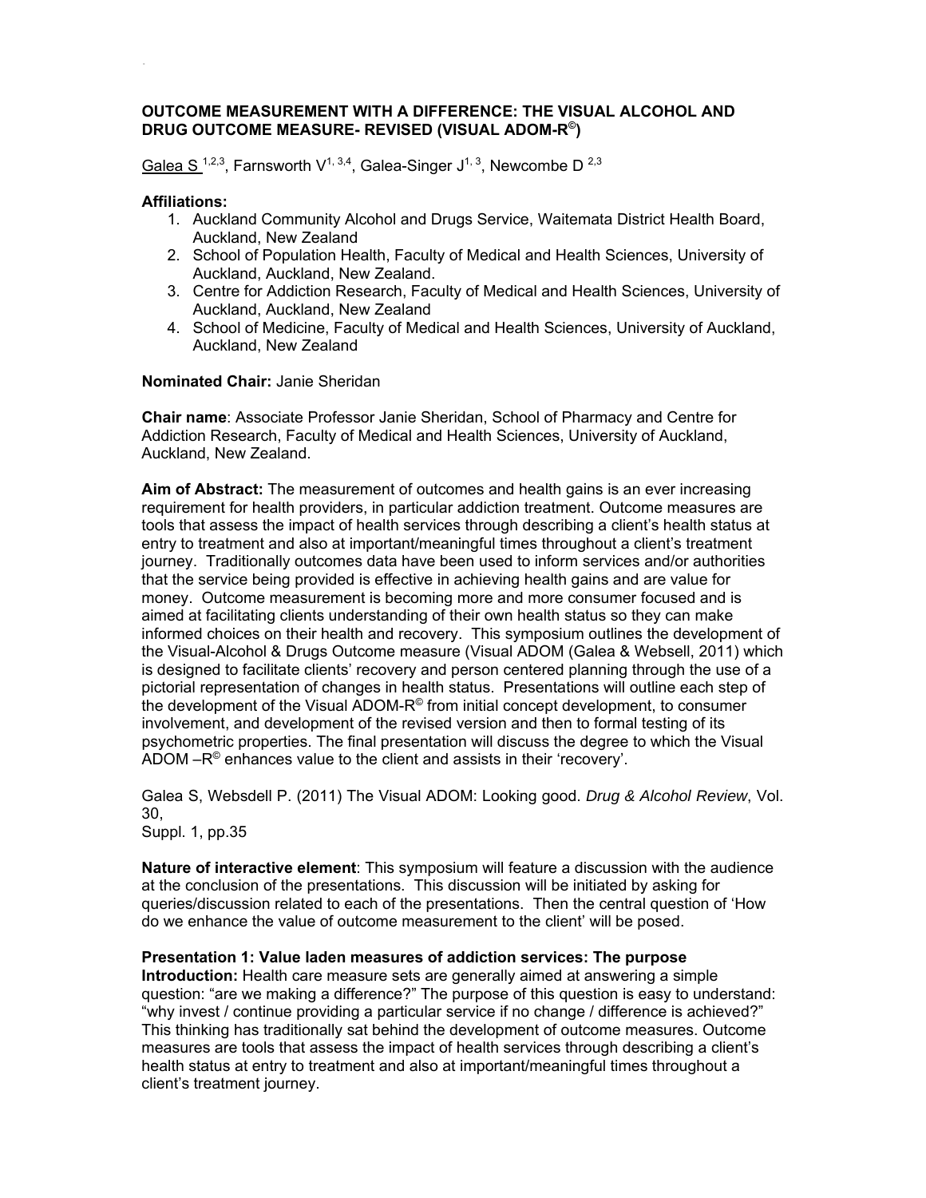**OUTCOME MEASUREMENT WITH A DIFFERENCE: THE VISUAL ALCOHOL AND DRUG OUTCOME MEASURE- REVISED (VISUAL ADOM-R©)**

Galea S [1,2,3], Farnsworth V[1,3,4], Galea-Singer J[1,3], Newcombe D [2,3]

**Affiliations:**

1. Auckland Community Alcohol and Drugs Service, Waitemata District Health Board, Auckland, New Zealand
2. School of Population Health, Faculty of Medical and Health Sciences, University of Auckland, Auckland, New Zealand.
3. Centre for Addiction Research, Faculty of Medical and Health Sciences, University of Auckland, Auckland, New Zealand
4. School of Medicine, Faculty of Medical and Health Sciences, University of Auckland, Auckland, New Zealand

**Nominated Chair:** Janie Sheridan

**Chair name**: Associate Professor Janie Sheridan, School of Pharmacy and Centre for Addiction Research, Faculty of Medical and Health Sciences, University of Auckland, Auckland, New Zealand.

**Aim of Abstract:** The measurement of outcomes and health gains is an ever increasing requirement for health providers, in particular addiction treatment. Outcome measures are tools that assess the impact of health services through describing a client's health status at entry to treatment and also at important/meaningful times throughout a client's treatment journey. Traditionally outcomes data have been used to inform services and/or authorities that the service being provided is effective in achieving health gains and are value for money. Outcome measurement is becoming more and more consumer focused and is aimed at facilitating clients understanding of their own health status so they can make informed choices on their health and recovery. This symposium outlines the development of the Visual-Alcohol & Drugs Outcome measure (Visual ADOM (Galea & Websell, 2011) which is designed to facilitate clients' recovery and person centered planning through the use of a pictorial representation of changes in health status. Presentations will outline each step of the development of the Visual ADOM-R© from initial concept development, to consumer involvement, and development of the revised version and then to formal testing of its psychometric properties. The final presentation will discuss the degree to which the Visual ADOM –R© enhances value to the client and assists in their 'recovery'.

Galea S, Websdell P. (2011) The Visual ADOM: Looking good. *Drug & Alcohol Review*, Vol. 30,
Suppl. 1, pp.35

**Nature of interactive element**: This symposium will feature a discussion with the audience at the conclusion of the presentations. This discussion will be initiated by asking for queries/discussion related to each of the presentations. Then the central question of 'How do we enhance the value of outcome measurement to the client' will be posed.

**Presentation 1: Value laden measures of addiction services: The purpose**

**Introduction:** Health care measure sets are generally aimed at answering a simple question: "are we making a difference?" The purpose of this question is easy to understand: "why invest / continue providing a particular service if no change / difference is achieved?" This thinking has traditionally sat behind the development of outcome measures. Outcome measures are tools that assess the impact of health services through describing a client's health status at entry to treatment and also at important/meaningful times throughout a client's treatment journey.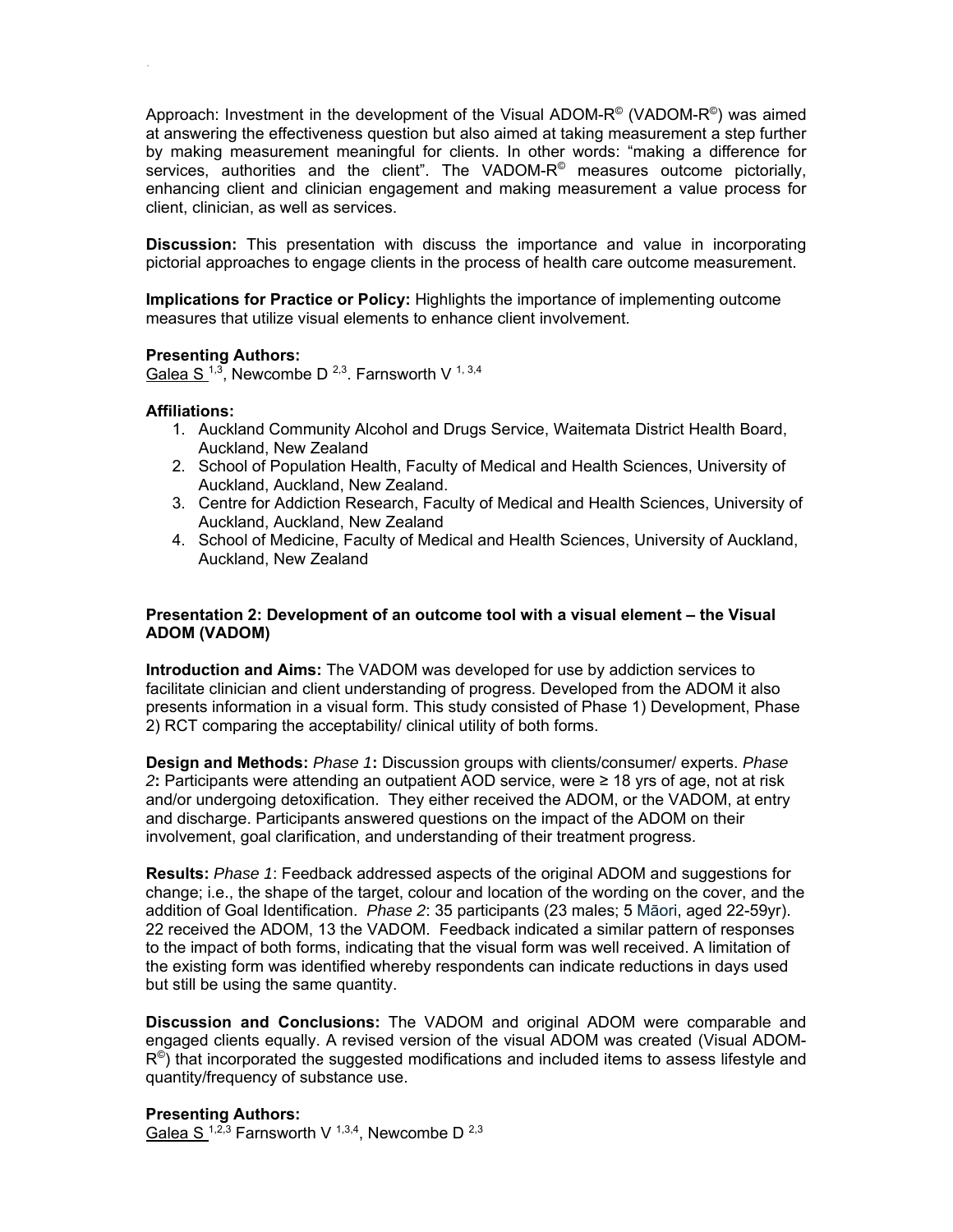Approach: Investment in the development of the Visual ADOM-R© (VADOM-R©) was aimed at answering the effectiveness question but also aimed at taking measurement a step further by making measurement meaningful for clients. In other words: "making a difference for services, authorities and the client". The VADOM-R© measures outcome pictorially, enhancing client and clinician engagement and making measurement a value process for client, clinician, as well as services.

**Discussion:** This presentation with discuss the importance and value in incorporating pictorial approaches to engage clients in the process of health care outcome measurement.

**Implications for Practice or Policy:** Highlights the importance of implementing outcome measures that utilize visual elements to enhance client involvement.

**Presenting Authors:**
Galea S [1,3], Newcombe D [2,3]. Farnsworth V [1, 3,4]

**Affiliations:**

1. Auckland Community Alcohol and Drugs Service, Waitemata District Health Board, Auckland, New Zealand
2. School of Population Health, Faculty of Medical and Health Sciences, University of Auckland, Auckland, New Zealand.
3. Centre for Addiction Research, Faculty of Medical and Health Sciences, University of Auckland, Auckland, New Zealand
4. School of Medicine, Faculty of Medical and Health Sciences, University of Auckland, Auckland, New Zealand

**Presentation 2: Development of an outcome tool with a visual element – the Visual ADOM (VADOM)**

**Introduction and Aims:** The VADOM was developed for use by addiction services to facilitate clinician and client understanding of progress. Developed from the ADOM it also presents information in a visual form. This study consisted of Phase 1) Development, Phase 2) RCT comparing the acceptability/ clinical utility of both forms.

**Design and Methods:** *Phase 1***:** Discussion groups with clients/consumer/ experts. *Phase 2***:** Participants were attending an outpatient AOD service, were ≥ 18 yrs of age, not at risk and/or undergoing detoxification. They either received the ADOM, or the VADOM, at entry and discharge. Participants answered questions on the impact of the ADOM on their involvement, goal clarification, and understanding of their treatment progress.

**Results:** *Phase 1*: Feedback addressed aspects of the original ADOM and suggestions for change; i.e., the shape of the target, colour and location of the wording on the cover, and the addition of Goal Identification. *Phase 2*: 35 participants (23 males; 5 Māori, aged 22-59yr). 22 received the ADOM, 13 the VADOM. Feedback indicated a similar pattern of responses to the impact of both forms, indicating that the visual form was well received. A limitation of the existing form was identified whereby respondents can indicate reductions in days used but still be using the same quantity.

**Discussion and Conclusions:** The VADOM and original ADOM were comparable and engaged clients equally. A revised version of the visual ADOM was created (Visual ADOM-R©) that incorporated the suggested modifications and included items to assess lifestyle and quantity/frequency of substance use.

**Presenting Authors:**
Galea S [1,2,3] Farnsworth V [1,3,4], Newcombe D [2,3]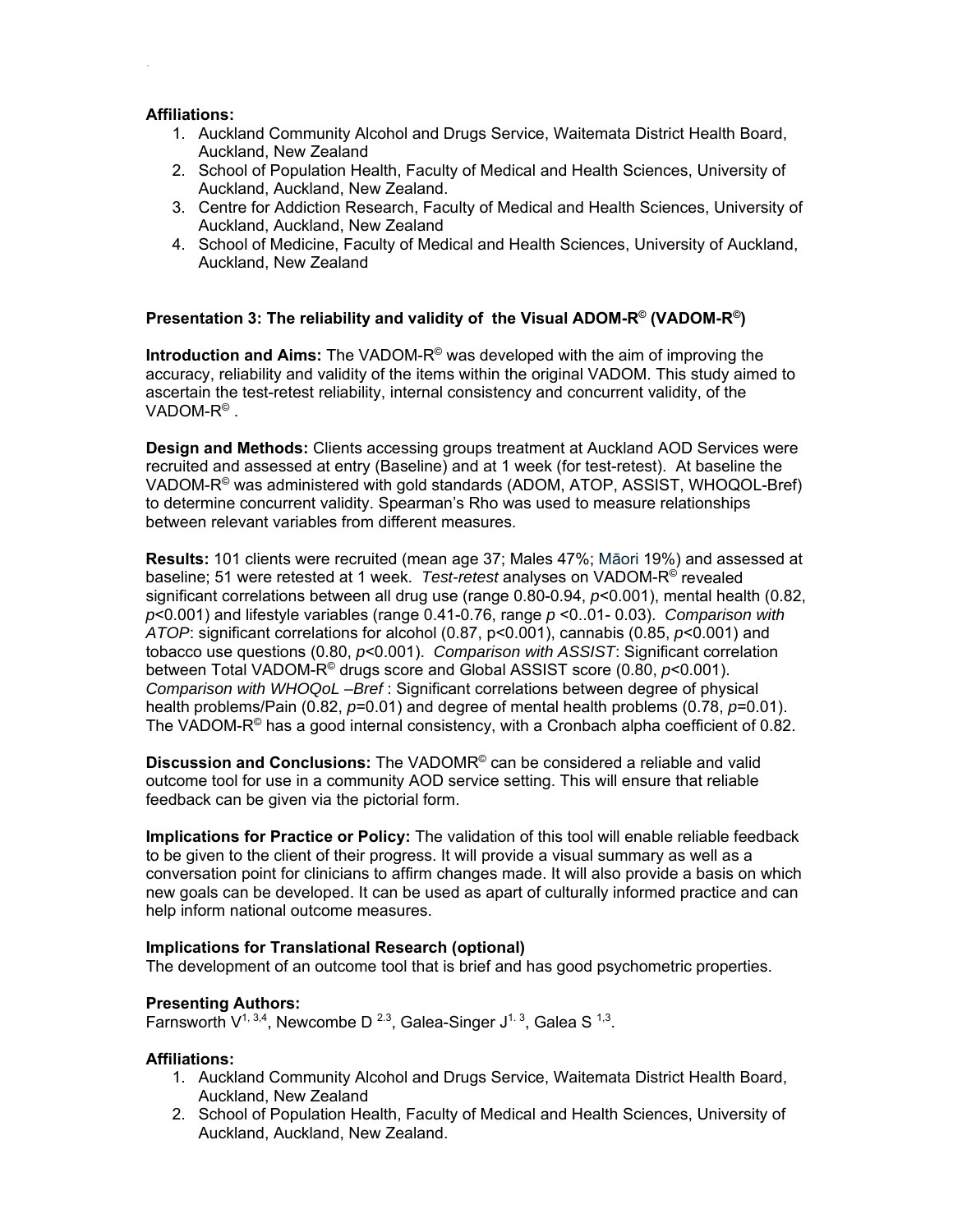**Affiliations:**

1. Auckland Community Alcohol and Drugs Service, Waitemata District Health Board, Auckland, New Zealand
2. School of Population Health, Faculty of Medical and Health Sciences, University of Auckland, Auckland, New Zealand.
3. Centre for Addiction Research, Faculty of Medical and Health Sciences, University of Auckland, Auckland, New Zealand
4. School of Medicine, Faculty of Medical and Health Sciences, University of Auckland, Auckland, New Zealand

**Presentation 3: The reliability and validity of the Visual ADOM-R© (VADOM-R©)**

**Introduction and Aims:** The VADOM-R© was developed with the aim of improving the accuracy, reliability and validity of the items within the original VADOM. This study aimed to ascertain the test-retest reliability, internal consistency and concurrent validity, of the VADOM-R© .

**Design and Methods:** Clients accessing groups treatment at Auckland AOD Services were recruited and assessed at entry (Baseline) and at 1 week (for test-retest). At baseline the VADOM-R© was administered with gold standards (ADOM, ATOP, ASSIST, WHOQOL-Bref) to determine concurrent validity. Spearman's Rho was used to measure relationships between relevant variables from different measures.

**Results:** 101 clients were recruited (mean age 37; Males 47%; Māori 19%) and assessed at baseline; 51 were retested at 1 week. *Test-retest* analyses on VADOM-R© revealed significant correlations between all drug use (range 0.80-0.94, $p$<0.001), mental health (0.82, $p$<0.001) and lifestyle variables (range 0.41-0.76, range $p$ <0..01- 0.03). *Comparison with ATOP*: significant correlations for alcohol (0.87, p<0.001), cannabis (0.85, $p$<0.001) and tobacco use questions (0.80, $p$<0.001). *Comparison with ASSIST*: Significant correlation between Total VADOM-R© drugs score and Global ASSIST score (0.80, $p$<0.001). *Comparison with WHOQoL –Bref* : Significant correlations between degree of physical health problems/Pain (0.82, $p$=0.01) and degree of mental health problems (0.78, $p$=0.01). The VADOM-R© has a good internal consistency, with a Cronbach alpha coefficient of 0.82.

**Discussion and Conclusions:** The VADOMR© can be considered a reliable and valid outcome tool for use in a community AOD service setting. This will ensure that reliable feedback can be given via the pictorial form.

**Implications for Practice or Policy:** The validation of this tool will enable reliable feedback to be given to the client of their progress. It will provide a visual summary as well as a conversation point for clinicians to affirm changes made. It will also provide a basis on which new goals can be developed. It can be used as apart of culturally informed practice and can help inform national outcome measures.

**Implications for Translational Research (optional)**

The development of an outcome tool that is brief and has good psychometric properties.

**Presenting Authors:**

Farnsworth V[1, 3,4], Newcombe D [2,3], Galea-Singer J[1, 3], Galea S [1,3].

**Affiliations:**

1. Auckland Community Alcohol and Drugs Service, Waitemata District Health Board, Auckland, New Zealand
2. School of Population Health, Faculty of Medical and Health Sciences, University of Auckland, Auckland, New Zealand.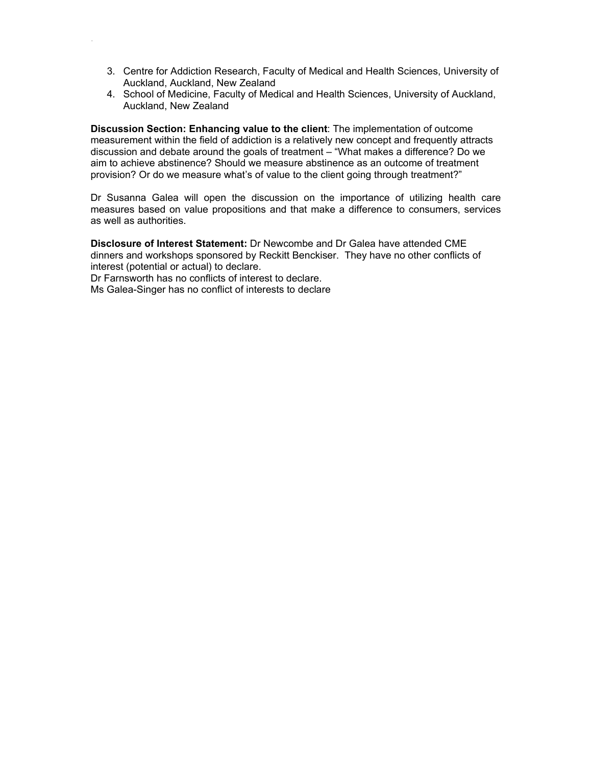3. Centre for Addiction Research, Faculty of Medical and Health Sciences, University of Auckland, Auckland, New Zealand
4. School of Medicine, Faculty of Medical and Health Sciences, University of Auckland, Auckland, New Zealand

**Discussion Section: Enhancing value to the client**: The implementation of outcome measurement within the field of addiction is a relatively new concept and frequently attracts discussion and debate around the goals of treatment – "What makes a difference? Do we aim to achieve abstinence? Should we measure abstinence as an outcome of treatment provision? Or do we measure what's of value to the client going through treatment?"

Dr Susanna Galea will open the discussion on the importance of utilizing health care measures based on value propositions and that make a difference to consumers, services as well as authorities.

**Disclosure of Interest Statement:** Dr Newcombe and Dr Galea have attended CME dinners and workshops sponsored by Reckitt Benckiser. They have no other conflicts of interest (potential or actual) to declare.
Dr Farnsworth has no conflicts of interest to declare.
Ms Galea-Singer has no conflict of interests to declare